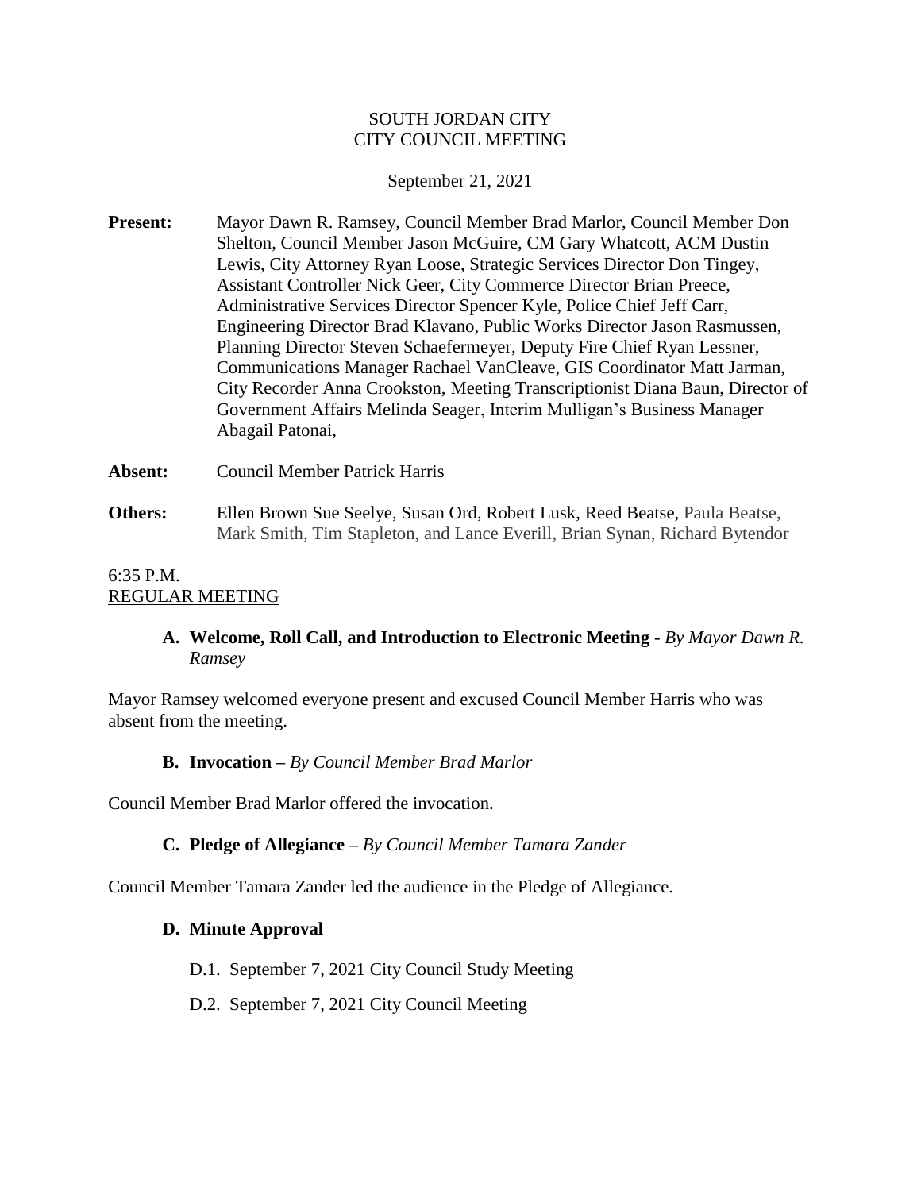SOUTH JORDAN CITY
CITY COUNCIL MEETING

September 21, 2021

**Present:** Mayor Dawn R. Ramsey, Council Member Brad Marlor, Council Member Don Shelton, Council Member Jason McGuire, CM Gary Whatcott, ACM Dustin Lewis, City Attorney Ryan Loose, Strategic Services Director Don Tingey, Assistant Controller Nick Geer, City Commerce Director Brian Preece, Administrative Services Director Spencer Kyle, Police Chief Jeff Carr, Engineering Director Brad Klavano, Public Works Director Jason Rasmussen, Planning Director Steven Schaefermeyer, Deputy Fire Chief Ryan Lessner, Communications Manager Rachael VanCleave, GIS Coordinator Matt Jarman, City Recorder Anna Crookston, Meeting Transcriptionist Diana Baun, Director of Government Affairs Melinda Seager, Interim Mulligan's Business Manager Abagail Patonai,

**Absent:** Council Member Patrick Harris

**Others:** Ellen Brown Sue Seelye, Susan Ord, Robert Lusk, Reed Beatse, Paula Beatse, Mark Smith, Tim Stapleton, and Lance Everill, Brian Synan, Richard Bytendor

6:35 P.M.
REGULAR MEETING

**A. Welcome, Roll Call, and Introduction to Electronic Meeting -** *By Mayor Dawn R. Ramsey*

Mayor Ramsey welcomed everyone present and excused Council Member Harris who was absent from the meeting.

**B. Invocation –** *By Council Member Brad Marlor*

Council Member Brad Marlor offered the invocation.

**C. Pledge of Allegiance –** *By Council Member Tamara Zander*

Council Member Tamara Zander led the audience in the Pledge of Allegiance.

**D. Minute Approval**

D.1. September 7, 2021 City Council Study Meeting

D.2. September 7, 2021 City Council Meeting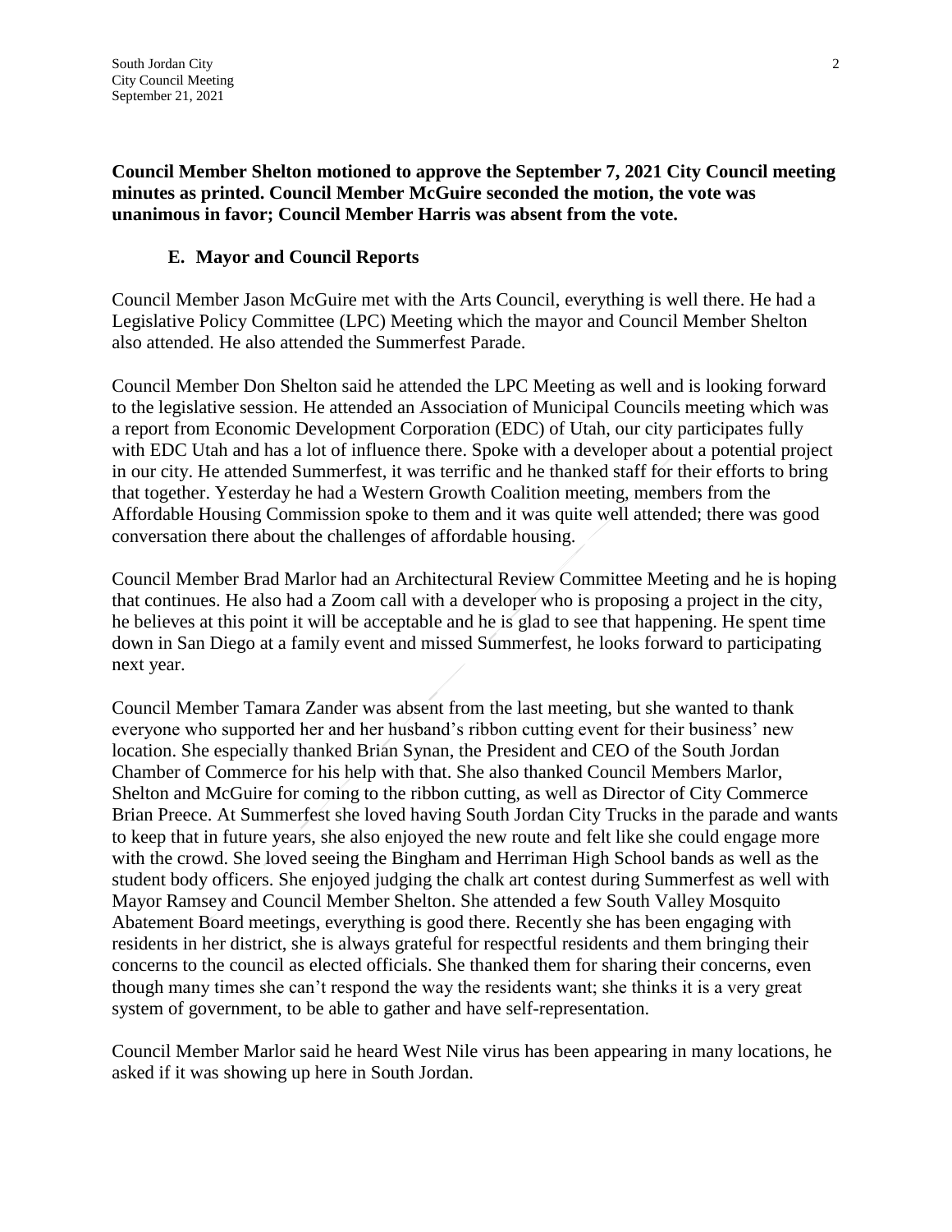**Council Member Shelton motioned to approve the September 7, 2021 City Council meeting minutes as printed. Council Member McGuire seconded the motion, the vote was unanimous in favor; Council Member Harris was absent from the vote.**

### E. Mayor and Council Reports

Council Member Jason McGuire met with the Arts Council, everything is well there. He had a Legislative Policy Committee (LPC) Meeting which the mayor and Council Member Shelton also attended. He also attended the Summerfest Parade.

Council Member Don Shelton said he attended the LPC Meeting as well and is looking forward to the legislative session. He attended an Association of Municipal Councils meeting which was a report from Economic Development Corporation (EDC) of Utah, our city participates fully with EDC Utah and has a lot of influence there. Spoke with a developer about a potential project in our city. He attended Summerfest, it was terrific and he thanked staff for their efforts to bring that together. Yesterday he had a Western Growth Coalition meeting, members from the Affordable Housing Commission spoke to them and it was quite well attended; there was good conversation there about the challenges of affordable housing.

Council Member Brad Marlor had an Architectural Review Committee Meeting and he is hoping that continues. He also had a Zoom call with a developer who is proposing a project in the city, he believes at this point it will be acceptable and he is glad to see that happening. He spent time down in San Diego at a family event and missed Summerfest, he looks forward to participating next year.

Council Member Tamara Zander was absent from the last meeting, but she wanted to thank everyone who supported her and her husband's ribbon cutting event for their business' new location. She especially thanked Brian Synan, the President and CEO of the South Jordan Chamber of Commerce for his help with that. She also thanked Council Members Marlor, Shelton and McGuire for coming to the ribbon cutting, as well as Director of City Commerce Brian Preece. At Summerfest she loved having South Jordan City Trucks in the parade and wants to keep that in future years, she also enjoyed the new route and felt like she could engage more with the crowd. She loved seeing the Bingham and Herriman High School bands as well as the student body officers. She enjoyed judging the chalk art contest during Summerfest as well with Mayor Ramsey and Council Member Shelton. She attended a few South Valley Mosquito Abatement Board meetings, everything is good there. Recently she has been engaging with residents in her district, she is always grateful for respectful residents and them bringing their concerns to the council as elected officials. She thanked them for sharing their concerns, even though many times she can't respond the way the residents want; she thinks it is a very great system of government, to be able to gather and have self-representation.

Council Member Marlor said he heard West Nile virus has been appearing in many locations, he asked if it was showing up here in South Jordan.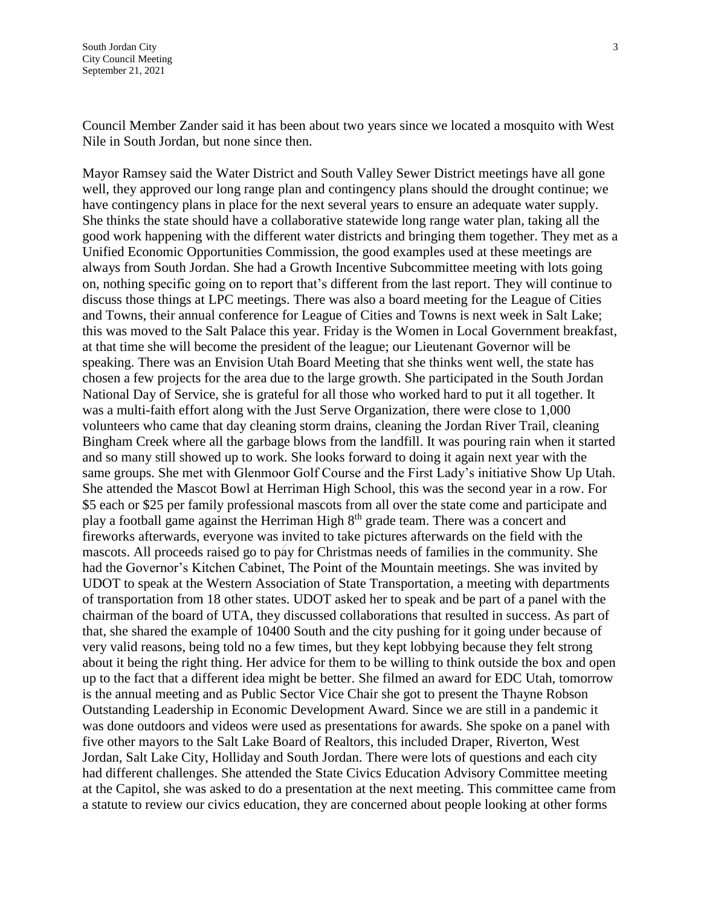Council Member Zander said it has been about two years since we located a mosquito with West Nile in South Jordan, but none since then.

Mayor Ramsey said the Water District and South Valley Sewer District meetings have all gone well, they approved our long range plan and contingency plans should the drought continue; we have contingency plans in place for the next several years to ensure an adequate water supply. She thinks the state should have a collaborative statewide long range water plan, taking all the good work happening with the different water districts and bringing them together. They met as a Unified Economic Opportunities Commission, the good examples used at these meetings are always from South Jordan. She had a Growth Incentive Subcommittee meeting with lots going on, nothing specific going on to report that's different from the last report. They will continue to discuss those things at LPC meetings. There was also a board meeting for the League of Cities and Towns, their annual conference for League of Cities and Towns is next week in Salt Lake; this was moved to the Salt Palace this year. Friday is the Women in Local Government breakfast, at that time she will become the president of the league; our Lieutenant Governor will be speaking. There was an Envision Utah Board Meeting that she thinks went well, the state has chosen a few projects for the area due to the large growth. She participated in the South Jordan National Day of Service, she is grateful for all those who worked hard to put it all together. It was a multi-faith effort along with the Just Serve Organization, there were close to 1,000 volunteers who came that day cleaning storm drains, cleaning the Jordan River Trail, cleaning Bingham Creek where all the garbage blows from the landfill. It was pouring rain when it started and so many still showed up to work. She looks forward to doing it again next year with the same groups. She met with Glenmoor Golf Course and the First Lady's initiative Show Up Utah. She attended the Mascot Bowl at Herriman High School, this was the second year in a row. For \$5 each or \$25 per family professional mascots from all over the state come and participate and play a football game against the Herriman High 8th grade team. There was a concert and fireworks afterwards, everyone was invited to take pictures afterwards on the field with the mascots. All proceeds raised go to pay for Christmas needs of families in the community. She had the Governor's Kitchen Cabinet, The Point of the Mountain meetings. She was invited by UDOT to speak at the Western Association of State Transportation, a meeting with departments of transportation from 18 other states. UDOT asked her to speak and be part of a panel with the chairman of the board of UTA, they discussed collaborations that resulted in success. As part of that, she shared the example of 10400 South and the city pushing for it going under because of very valid reasons, being told no a few times, but they kept lobbying because they felt strong about it being the right thing. Her advice for them to be willing to think outside the box and open up to the fact that a different idea might be better. She filmed an award for EDC Utah, tomorrow is the annual meeting and as Public Sector Vice Chair she got to present the Thayne Robson Outstanding Leadership in Economic Development Award. Since we are still in a pandemic it was done outdoors and videos were used as presentations for awards. She spoke on a panel with five other mayors to the Salt Lake Board of Realtors, this included Draper, Riverton, West Jordan, Salt Lake City, Holliday and South Jordan. There were lots of questions and each city had different challenges. She attended the State Civics Education Advisory Committee meeting at the Capitol, she was asked to do a presentation at the next meeting. This committee came from a statute to review our civics education, they are concerned about people looking at other forms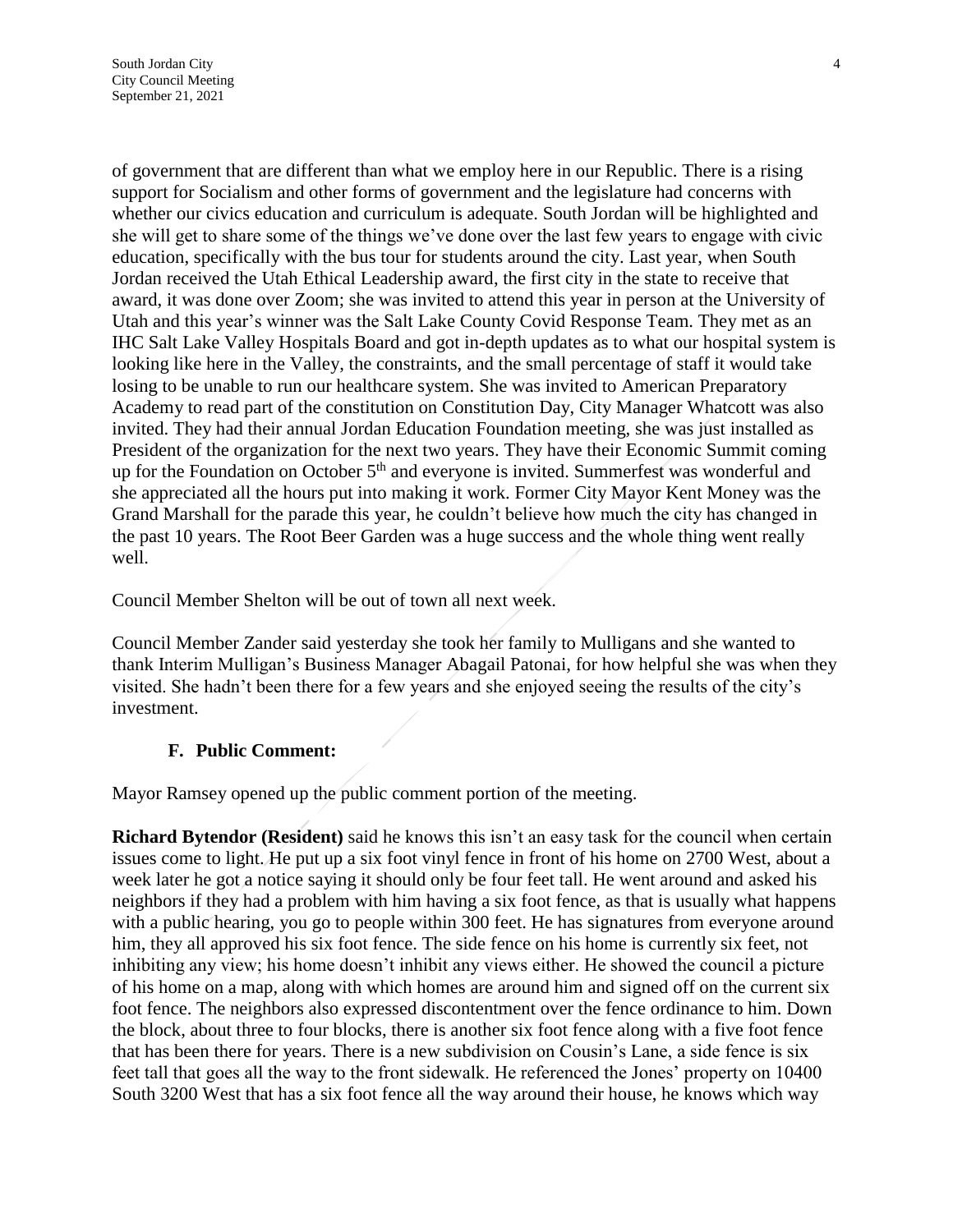of government that are different than what we employ here in our Republic. There is a rising support for Socialism and other forms of government and the legislature had concerns with whether our civics education and curriculum is adequate. South Jordan will be highlighted and she will get to share some of the things we've done over the last few years to engage with civic education, specifically with the bus tour for students around the city. Last year, when South Jordan received the Utah Ethical Leadership award, the first city in the state to receive that award, it was done over Zoom; she was invited to attend this year in person at the University of Utah and this year's winner was the Salt Lake County Covid Response Team. They met as an IHC Salt Lake Valley Hospitals Board and got in-depth updates as to what our hospital system is looking like here in the Valley, the constraints, and the small percentage of staff it would take losing to be unable to run our healthcare system. She was invited to American Preparatory Academy to read part of the constitution on Constitution Day, City Manager Whatcott was also invited. They had their annual Jordan Education Foundation meeting, she was just installed as President of the organization for the next two years. They have their Economic Summit coming up for the Foundation on October 5th and everyone is invited. Summerfest was wonderful and she appreciated all the hours put into making it work. Former City Mayor Kent Money was the Grand Marshall for the parade this year, he couldn't believe how much the city has changed in the past 10 years. The Root Beer Garden was a huge success and the whole thing went really well.

Council Member Shelton will be out of town all next week.

Council Member Zander said yesterday she took her family to Mulligans and she wanted to thank Interim Mulligan's Business Manager Abagail Patonai, for how helpful she was when they visited. She hadn't been there for a few years and she enjoyed seeing the results of the city's investment.

### F. Public Comment:

Mayor Ramsey opened up the public comment portion of the meeting.

**Richard Bytendor (Resident)** said he knows this isn't an easy task for the council when certain issues come to light. He put up a six foot vinyl fence in front of his home on 2700 West, about a week later he got a notice saying it should only be four feet tall. He went around and asked his neighbors if they had a problem with him having a six foot fence, as that is usually what happens with a public hearing, you go to people within 300 feet. He has signatures from everyone around him, they all approved his six foot fence. The side fence on his home is currently six feet, not inhibiting any view; his home doesn't inhibit any views either. He showed the council a picture of his home on a map, along with which homes are around him and signed off on the current six foot fence. The neighbors also expressed discontentment over the fence ordinance to him. Down the block, about three to four blocks, there is another six foot fence along with a five foot fence that has been there for years. There is a new subdivision on Cousin's Lane, a side fence is six feet tall that goes all the way to the front sidewalk. He referenced the Jones' property on 10400 South 3200 West that has a six foot fence all the way around their house, he knows which way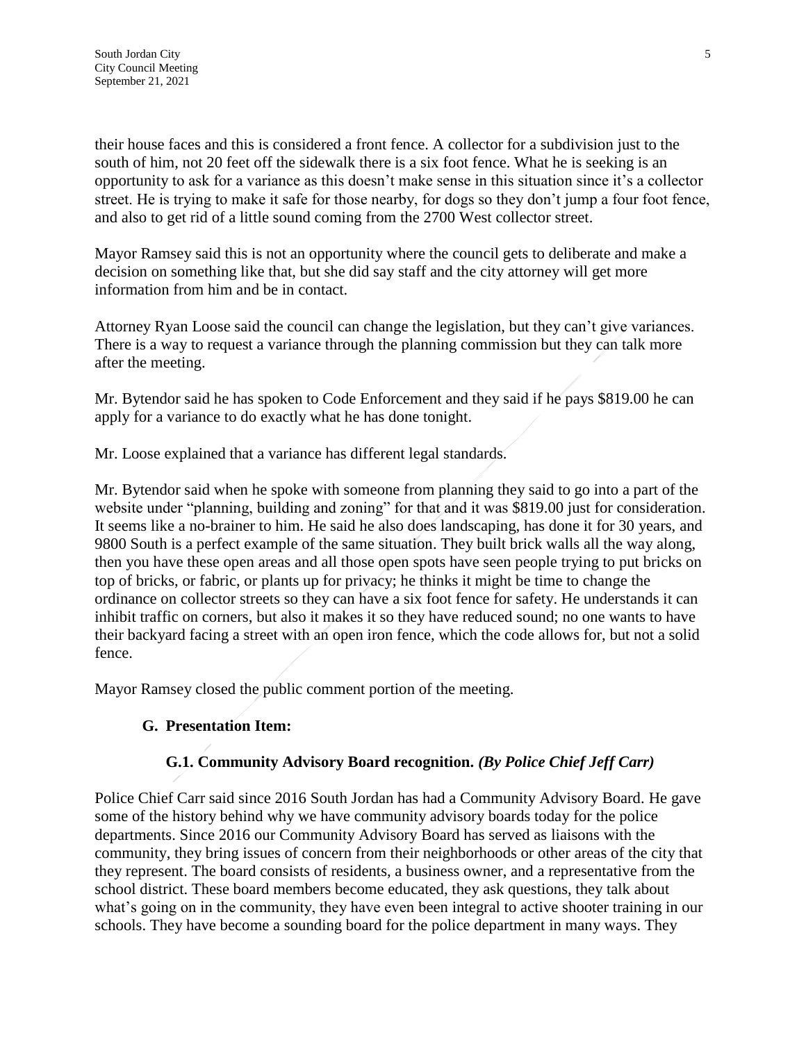their house faces and this is considered a front fence. A collector for a subdivision just to the south of him, not 20 feet off the sidewalk there is a six foot fence. What he is seeking is an opportunity to ask for a variance as this doesn't make sense in this situation since it's a collector street. He is trying to make it safe for those nearby, for dogs so they don't jump a four foot fence, and also to get rid of a little sound coming from the 2700 West collector street.

Mayor Ramsey said this is not an opportunity where the council gets to deliberate and make a decision on something like that, but she did say staff and the city attorney will get more information from him and be in contact.

Attorney Ryan Loose said the council can change the legislation, but they can't give variances. There is a way to request a variance through the planning commission but they can talk more after the meeting.

Mr. Bytendor said he has spoken to Code Enforcement and they said if he pays $819.00 he can apply for a variance to do exactly what he has done tonight.

Mr. Loose explained that a variance has different legal standards.

Mr. Bytendor said when he spoke with someone from planning they said to go into a part of the website under "planning, building and zoning" for that and it was $819.00 just for consideration. It seems like a no-brainer to him. He said he also does landscaping, has done it for 30 years, and 9800 South is a perfect example of the same situation. They built brick walls all the way along, then you have these open areas and all those open spots have seen people trying to put bricks on top of bricks, or fabric, or plants up for privacy; he thinks it might be time to change the ordinance on collector streets so they can have a six foot fence for safety. He understands it can inhibit traffic on corners, but also it makes it so they have reduced sound; no one wants to have their backyard facing a street with an open iron fence, which the code allows for, but not a solid fence.

Mayor Ramsey closed the public comment portion of the meeting.

**G. Presentation Item:**

**G.1. Community Advisory Board recognition.** *(By Police Chief Jeff Carr)*

Police Chief Carr said since 2016 South Jordan has had a Community Advisory Board. He gave some of the history behind why we have community advisory boards today for the police departments. Since 2016 our Community Advisory Board has served as liaisons with the community, they bring issues of concern from their neighborhoods or other areas of the city that they represent. The board consists of residents, a business owner, and a representative from the school district. These board members become educated, they ask questions, they talk about what's going on in the community, they have even been integral to active shooter training in our schools. They have become a sounding board for the police department in many ways. They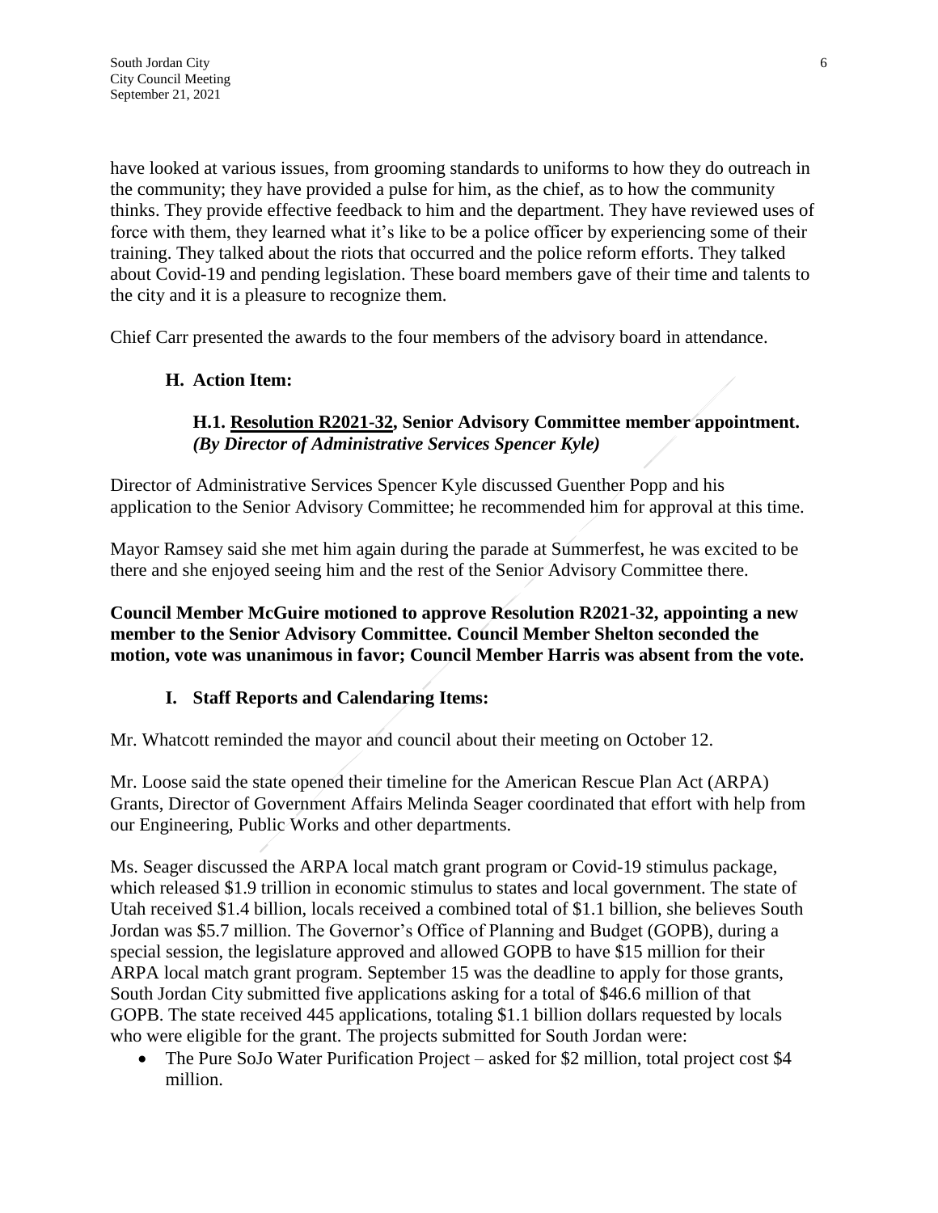have looked at various issues, from grooming standards to uniforms to how they do outreach in the community; they have provided a pulse for him, as the chief, as to how the community thinks. They provide effective feedback to him and the department. They have reviewed uses of force with them, they learned what it's like to be a police officer by experiencing some of their training. They talked about the riots that occurred and the police reform efforts. They talked about Covid-19 and pending legislation. These board members gave of their time and talents to the city and it is a pleasure to recognize them.

Chief Carr presented the awards to the four members of the advisory board in attendance.

### H. Action Item:

#### H.1. Resolution R2021-32, Senior Advisory Committee member appointment. *(By Director of Administrative Services Spencer Kyle)*

Director of Administrative Services Spencer Kyle discussed Guenther Popp and his application to the Senior Advisory Committee; he recommended him for approval at this time.

Mayor Ramsey said she met him again during the parade at Summerfest, he was excited to be there and she enjoyed seeing him and the rest of the Senior Advisory Committee there.

**Council Member McGuire motioned to approve Resolution R2021-32, appointing a new member to the Senior Advisory Committee. Council Member Shelton seconded the motion, vote was unanimous in favor; Council Member Harris was absent from the vote.**

### I. Staff Reports and Calendaring Items:

Mr. Whatcott reminded the mayor and council about their meeting on October 12.

Mr. Loose said the state opened their timeline for the American Rescue Plan Act (ARPA) Grants, Director of Government Affairs Melinda Seager coordinated that effort with help from our Engineering, Public Works and other departments.

Ms. Seager discussed the ARPA local match grant program or Covid-19 stimulus package, which released $1.9 trillion in economic stimulus to states and local government. The state of Utah received $1.4 billion, locals received a combined total of $1.1 billion, she believes South Jordan was $5.7 million. The Governor's Office of Planning and Budget (GOPB), during a special session, the legislature approved and allowed GOPB to have $15 million for their ARPA local match grant program. September 15 was the deadline to apply for those grants, South Jordan City submitted five applications asking for a total of $46.6 million of that GOPB. The state received 445 applications, totaling $1.1 billion dollars requested by locals who were eligible for the grant. The projects submitted for South Jordan were:

- The Pure SoJo Water Purification Project – asked for $2 million, total project cost $4 million.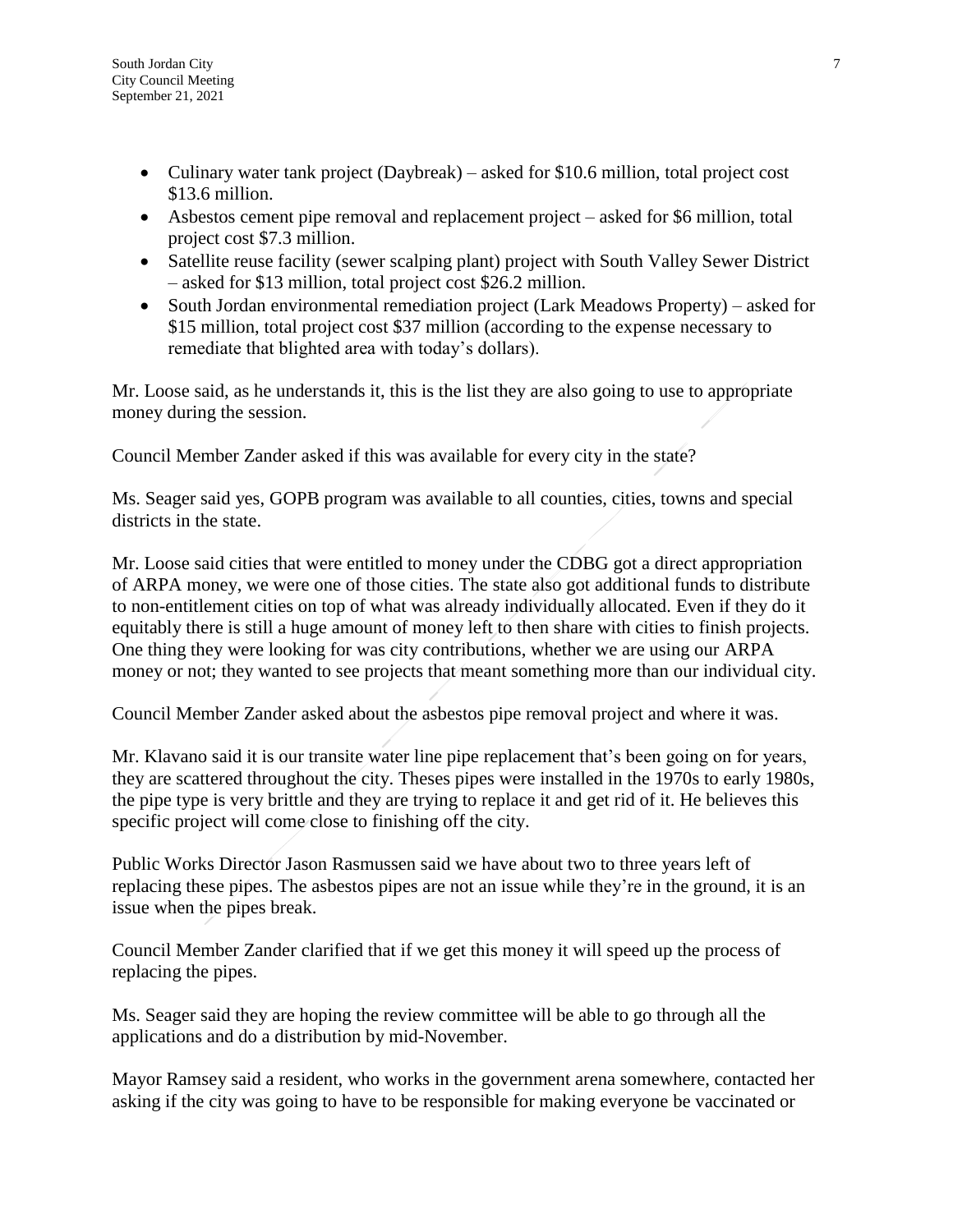- Culinary water tank project (Daybreak) – asked for \$10.6 million, total project cost \$13.6 million.
- Asbestos cement pipe removal and replacement project – asked for \$6 million, total project cost \$7.3 million.
- Satellite reuse facility (sewer scalping plant) project with South Valley Sewer District – asked for \$13 million, total project cost \$26.2 million.
- South Jordan environmental remediation project (Lark Meadows Property) – asked for \$15 million, total project cost \$37 million (according to the expense necessary to remediate that blighted area with today's dollars).

Mr. Loose said, as he understands it, this is the list they are also going to use to appropriate money during the session.

Council Member Zander asked if this was available for every city in the state?

Ms. Seager said yes, GOPB program was available to all counties, cities, towns and special districts in the state.

Mr. Loose said cities that were entitled to money under the CDBG got a direct appropriation of ARPA money, we were one of those cities. The state also got additional funds to distribute to non-entitlement cities on top of what was already individually allocated. Even if they do it equitably there is still a huge amount of money left to then share with cities to finish projects. One thing they were looking for was city contributions, whether we are using our ARPA money or not; they wanted to see projects that meant something more than our individual city.

Council Member Zander asked about the asbestos pipe removal project and where it was.

Mr. Klavano said it is our transite water line pipe replacement that's been going on for years, they are scattered throughout the city. Theses pipes were installed in the 1970s to early 1980s, the pipe type is very brittle and they are trying to replace it and get rid of it. He believes this specific project will come close to finishing off the city.

Public Works Director Jason Rasmussen said we have about two to three years left of replacing these pipes. The asbestos pipes are not an issue while they're in the ground, it is an issue when the pipes break.

Council Member Zander clarified that if we get this money it will speed up the process of replacing the pipes.

Ms. Seager said they are hoping the review committee will be able to go through all the applications and do a distribution by mid-November.

Mayor Ramsey said a resident, who works in the government arena somewhere, contacted her asking if the city was going to have to be responsible for making everyone be vaccinated or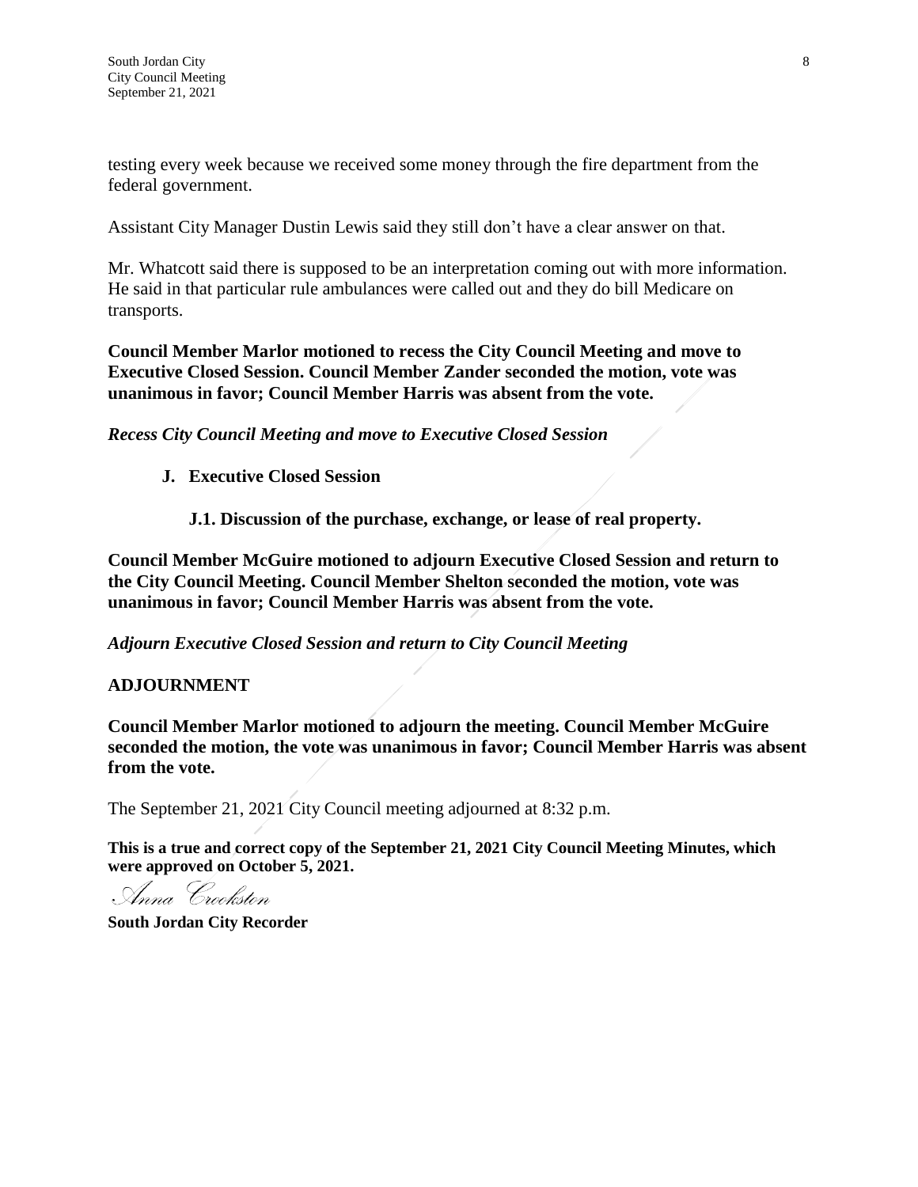testing every week because we received some money through the fire department from the federal government.

Assistant City Manager Dustin Lewis said they still don't have a clear answer on that.

Mr. Whatcott said there is supposed to be an interpretation coming out with more information. He said in that particular rule ambulances were called out and they do bill Medicare on transports.

**Council Member Marlor motioned to recess the City Council Meeting and move to Executive Closed Session. Council Member Zander seconded the motion, vote was unanimous in favor; Council Member Harris was absent from the vote.**

***Recess City Council Meeting and move to Executive Closed Session***

**J. Executive Closed Session**

**J.1. Discussion of the purchase, exchange, or lease of real property.**

**Council Member McGuire motioned to adjourn Executive Closed Session and return to the City Council Meeting. Council Member Shelton seconded the motion, vote was unanimous in favor; Council Member Harris was absent from the vote.**

***Adjourn Executive Closed Session and return to City Council Meeting***

**ADJOURNMENT**

**Council Member Marlor motioned to adjourn the meeting. Council Member McGuire seconded the motion, the vote was unanimous in favor; Council Member Harris was absent from the vote.**

The September 21, 2021 City Council meeting adjourned at 8:32 p.m.

**This is a true and correct copy of the September 21, 2021 City Council Meeting Minutes, which were approved on October 5, 2021.**

*Anna Crookston*

**South Jordan City Recorder**